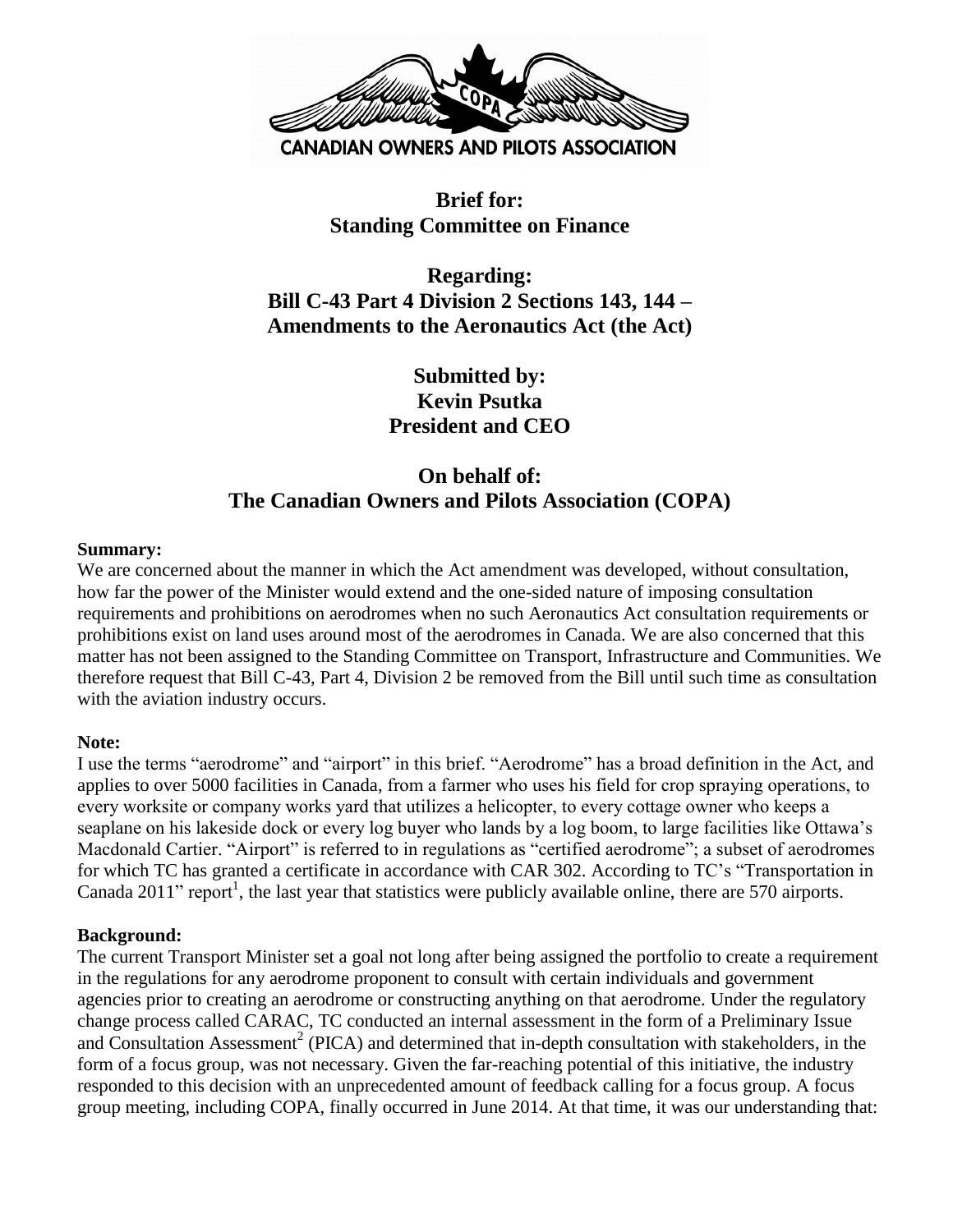CANADIAN OWNERS AND PILOTS ASSOCIATION

**Brief for:**
**Standing Committee on Finance**

**Regarding:**
**Bill C-43 Part 4 Division 2 Sections 143, 144 – Amendments to the Aeronautics Act (the Act)**

**Submitted by:**
**Kevin Psutka**
**President and CEO**

**On behalf of:**
**The Canadian Owners and Pilots Association (COPA)**

**Summary:**

We are concerned about the manner in which the Act amendment was developed, without consultation, how far the power of the Minister would extend and the one-sided nature of imposing consultation requirements and prohibitions on aerodromes when no such Aeronautics Act consultation requirements or prohibitions exist on land uses around most of the aerodromes in Canada. We are also concerned that this matter has not been assigned to the Standing Committee on Transport, Infrastructure and Communities. We therefore request that Bill C-43, Part 4, Division 2 be removed from the Bill until such time as consultation with the aviation industry occurs.

**Note:**

I use the terms "aerodrome" and "airport" in this brief. "Aerodrome" has a broad definition in the Act, and applies to over 5000 facilities in Canada, from a farmer who uses his field for crop spraying operations, to every worksite or company works yard that utilizes a helicopter, to every cottage owner who keeps a seaplane on his lakeside dock or every log buyer who lands by a log boom, to large facilities like Ottawa's Macdonald Cartier. "Airport" is referred to in regulations as "certified aerodrome"; a subset of aerodromes for which TC has granted a certificate in accordance with CAR 302. According to TC's "Transportation in Canada 2011" report[1], the last year that statistics were publicly available online, there are 570 airports.

**Background:**

The current Transport Minister set a goal not long after being assigned the portfolio to create a requirement in the regulations for any aerodrome proponent to consult with certain individuals and government agencies prior to creating an aerodrome or constructing anything on that aerodrome. Under the regulatory change process called CARAC, TC conducted an internal assessment in the form of a Preliminary Issue and Consultation Assessment[2] (PICA) and determined that in-depth consultation with stakeholders, in the form of a focus group, was not necessary. Given the far-reaching potential of this initiative, the industry responded to this decision with an unprecedented amount of feedback calling for a focus group. A focus group meeting, including COPA, finally occurred in June 2014. At that time, it was our understanding that: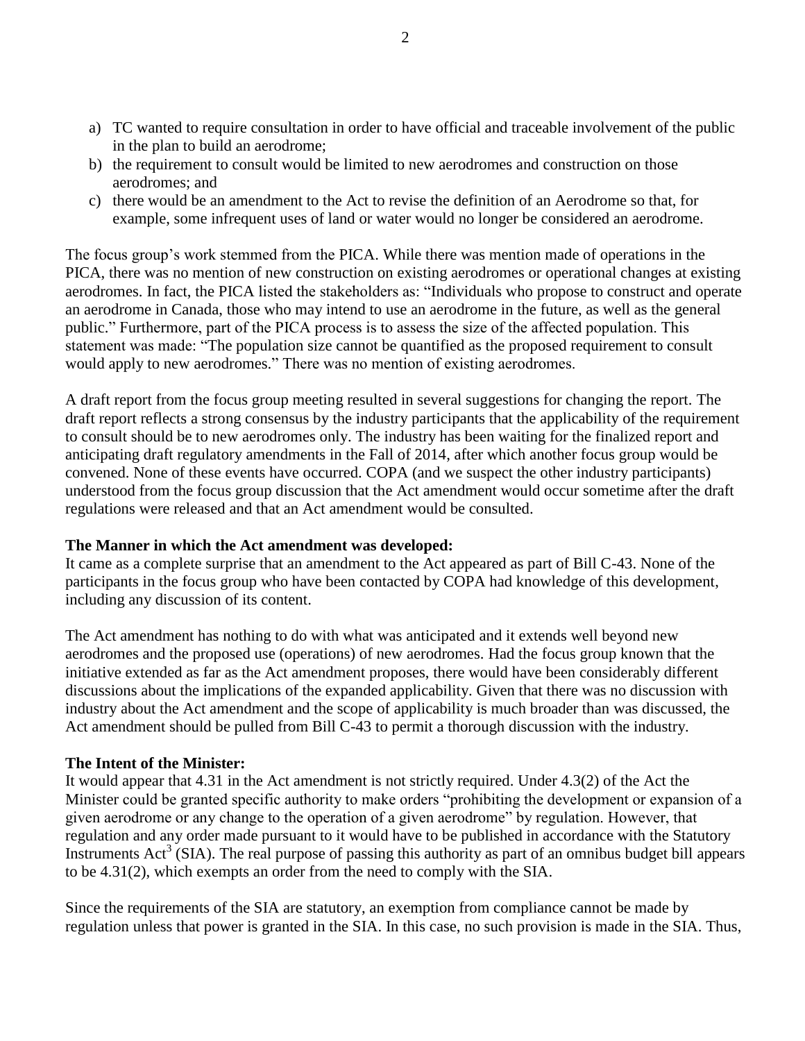a) TC wanted to require consultation in order to have official and traceable involvement of the public in the plan to build an aerodrome;
b) the requirement to consult would be limited to new aerodromes and construction on those aerodromes; and
c) there would be an amendment to the Act to revise the definition of an Aerodrome so that, for example, some infrequent uses of land or water would no longer be considered an aerodrome.

The focus group's work stemmed from the PICA. While there was mention made of operations in the PICA, there was no mention of new construction on existing aerodromes or operational changes at existing aerodromes. In fact, the PICA listed the stakeholders as: "Individuals who propose to construct and operate an aerodrome in Canada, those who may intend to use an aerodrome in the future, as well as the general public." Furthermore, part of the PICA process is to assess the size of the affected population. This statement was made: "The population size cannot be quantified as the proposed requirement to consult would apply to new aerodromes." There was no mention of existing aerodromes.

A draft report from the focus group meeting resulted in several suggestions for changing the report. The draft report reflects a strong consensus by the industry participants that the applicability of the requirement to consult should be to new aerodromes only. The industry has been waiting for the finalized report and anticipating draft regulatory amendments in the Fall of 2014, after which another focus group would be convened. None of these events have occurred. COPA (and we suspect the other industry participants) understood from the focus group discussion that the Act amendment would occur sometime after the draft regulations were released and that an Act amendment would be consulted.

**The Manner in which the Act amendment was developed:**
It came as a complete surprise that an amendment to the Act appeared as part of Bill C-43. None of the participants in the focus group who have been contacted by COPA had knowledge of this development, including any discussion of its content.

The Act amendment has nothing to do with what was anticipated and it extends well beyond new aerodromes and the proposed use (operations) of new aerodromes. Had the focus group known that the initiative extended as far as the Act amendment proposes, there would have been considerably different discussions about the implications of the expanded applicability. Given that there was no discussion with industry about the Act amendment and the scope of applicability is much broader than was discussed, the Act amendment should be pulled from Bill C-43 to permit a thorough discussion with the industry.

**The Intent of the Minister:**
It would appear that 4.31 in the Act amendment is not strictly required. Under 4.3(2) of the Act the Minister could be granted specific authority to make orders "prohibiting the development or expansion of a given aerodrome or any change to the operation of a given aerodrome" by regulation. However, that regulation and any order made pursuant to it would have to be published in accordance with the Statutory Instruments Act[3] (SIA). The real purpose of passing this authority as part of an omnibus budget bill appears to be 4.31(2), which exempts an order from the need to comply with the SIA.

Since the requirements of the SIA are statutory, an exemption from compliance cannot be made by regulation unless that power is granted in the SIA. In this case, no such provision is made in the SIA. Thus,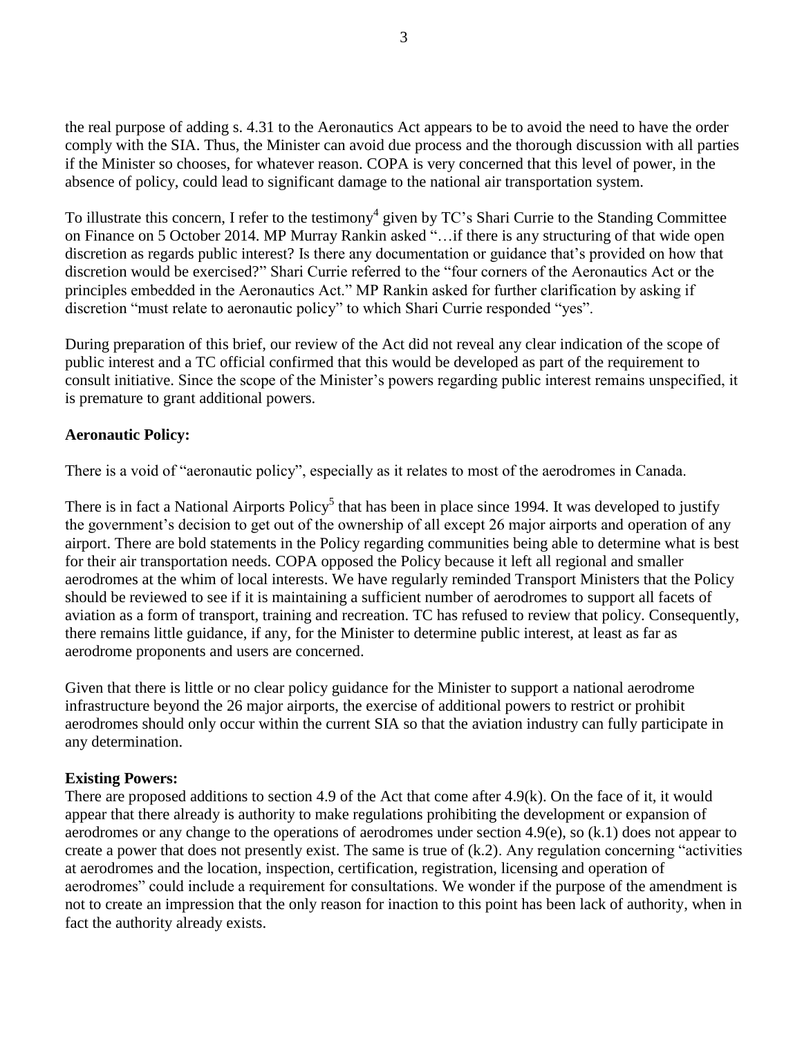the real purpose of adding s. 4.31 to the Aeronautics Act appears to be to avoid the need to have the order comply with the SIA. Thus, the Minister can avoid due process and the thorough discussion with all parties if the Minister so chooses, for whatever reason. COPA is very concerned that this level of power, in the absence of policy, could lead to significant damage to the national air transportation system.

To illustrate this concern, I refer to the testimony[4] given by TC's Shari Currie to the Standing Committee on Finance on 5 October 2014. MP Murray Rankin asked "…if there is any structuring of that wide open discretion as regards public interest? Is there any documentation or guidance that's provided on how that discretion would be exercised?" Shari Currie referred to the "four corners of the Aeronautics Act or the principles embedded in the Aeronautics Act." MP Rankin asked for further clarification by asking if discretion "must relate to aeronautic policy" to which Shari Currie responded "yes".

During preparation of this brief, our review of the Act did not reveal any clear indication of the scope of public interest and a TC official confirmed that this would be developed as part of the requirement to consult initiative. Since the scope of the Minister's powers regarding public interest remains unspecified, it is premature to grant additional powers.

**Aeronautic Policy:**

There is a void of "aeronautic policy", especially as it relates to most of the aerodromes in Canada.

There is in fact a National Airports Policy[5] that has been in place since 1994. It was developed to justify the government's decision to get out of the ownership of all except 26 major airports and operation of any airport. There are bold statements in the Policy regarding communities being able to determine what is best for their air transportation needs. COPA opposed the Policy because it left all regional and smaller aerodromes at the whim of local interests. We have regularly reminded Transport Ministers that the Policy should be reviewed to see if it is maintaining a sufficient number of aerodromes to support all facets of aviation as a form of transport, training and recreation. TC has refused to review that policy. Consequently, there remains little guidance, if any, for the Minister to determine public interest, at least as far as aerodrome proponents and users are concerned.

Given that there is little or no clear policy guidance for the Minister to support a national aerodrome infrastructure beyond the 26 major airports, the exercise of additional powers to restrict or prohibit aerodromes should only occur within the current SIA so that the aviation industry can fully participate in any determination.

**Existing Powers:**

There are proposed additions to section 4.9 of the Act that come after 4.9(k). On the face of it, it would appear that there already is authority to make regulations prohibiting the development or expansion of aerodromes or any change to the operations of aerodromes under section 4.9(e), so (k.1) does not appear to create a power that does not presently exist. The same is true of (k.2). Any regulation concerning "activities at aerodromes and the location, inspection, certification, registration, licensing and operation of aerodromes" could include a requirement for consultations. We wonder if the purpose of the amendment is not to create an impression that the only reason for inaction to this point has been lack of authority, when in fact the authority already exists.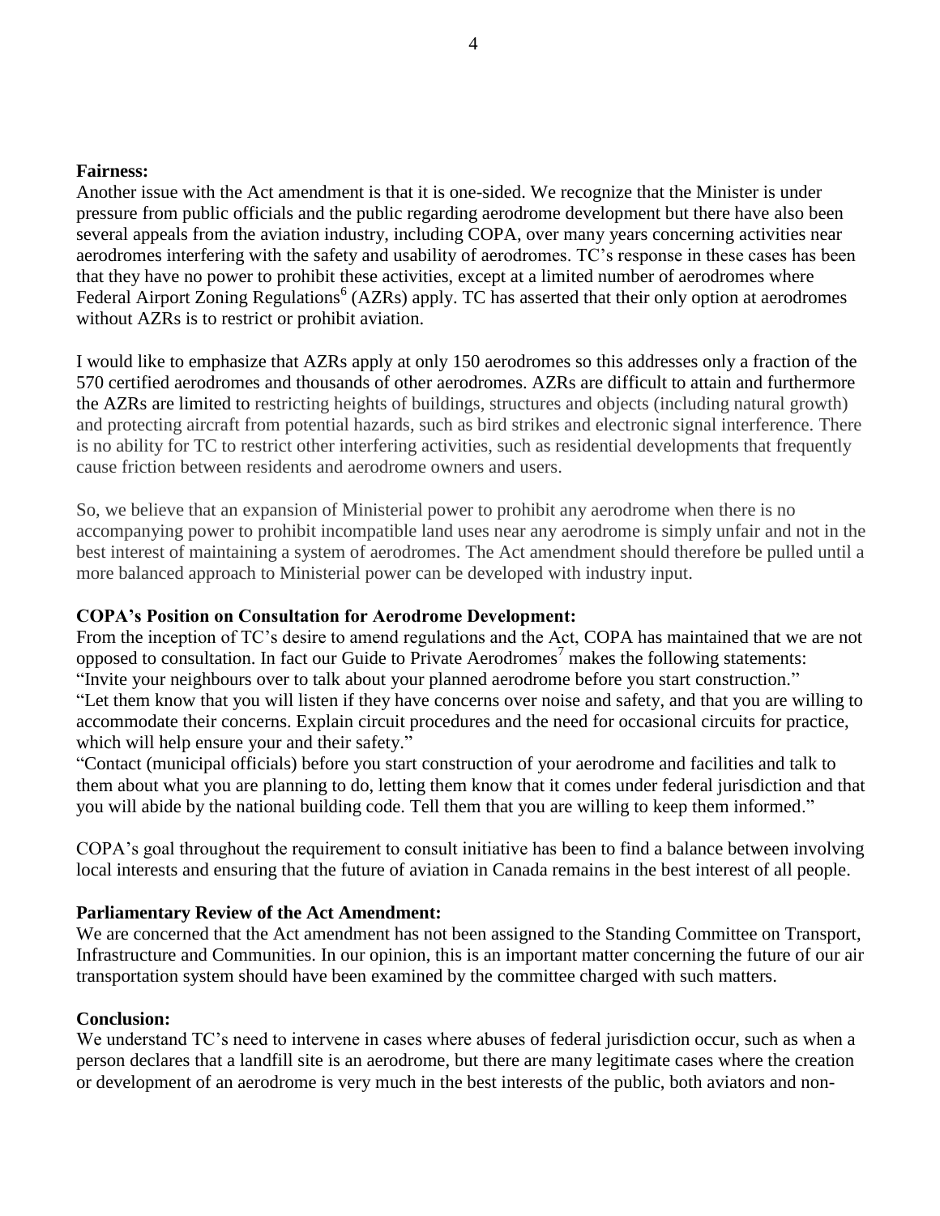**Fairness:**

Another issue with the Act amendment is that it is one-sided. We recognize that the Minister is under pressure from public officials and the public regarding aerodrome development but there have also been several appeals from the aviation industry, including COPA, over many years concerning activities near aerodromes interfering with the safety and usability of aerodromes. TC's response in these cases has been that they have no power to prohibit these activities, except at a limited number of aerodromes where Federal Airport Zoning Regulations[6] (AZRs) apply. TC has asserted that their only option at aerodromes without AZRs is to restrict or prohibit aviation.

I would like to emphasize that AZRs apply at only 150 aerodromes so this addresses only a fraction of the 570 certified aerodromes and thousands of other aerodromes. AZRs are difficult to attain and furthermore the AZRs are limited to restricting heights of buildings, structures and objects (including natural growth) and protecting aircraft from potential hazards, such as bird strikes and electronic signal interference. There is no ability for TC to restrict other interfering activities, such as residential developments that frequently cause friction between residents and aerodrome owners and users.

So, we believe that an expansion of Ministerial power to prohibit any aerodrome when there is no accompanying power to prohibit incompatible land uses near any aerodrome is simply unfair and not in the best interest of maintaining a system of aerodromes. The Act amendment should therefore be pulled until a more balanced approach to Ministerial power can be developed with industry input.

**COPA's Position on Consultation for Aerodrome Development:**

From the inception of TC's desire to amend regulations and the Act, COPA has maintained that we are not opposed to consultation. In fact our Guide to Private Aerodromes[7] makes the following statements:

"Invite your neighbours over to talk about your planned aerodrome before you start construction."

"Let them know that you will listen if they have concerns over noise and safety, and that you are willing to accommodate their concerns. Explain circuit procedures and the need for occasional circuits for practice, which will help ensure your and their safety."

"Contact (municipal officials) before you start construction of your aerodrome and facilities and talk to them about what you are planning to do, letting them know that it comes under federal jurisdiction and that you will abide by the national building code. Tell them that you are willing to keep them informed."

COPA's goal throughout the requirement to consult initiative has been to find a balance between involving local interests and ensuring that the future of aviation in Canada remains in the best interest of all people.

**Parliamentary Review of the Act Amendment:**

We are concerned that the Act amendment has not been assigned to the Standing Committee on Transport, Infrastructure and Communities. In our opinion, this is an important matter concerning the future of our air transportation system should have been examined by the committee charged with such matters.

**Conclusion:**

We understand TC's need to intervene in cases where abuses of federal jurisdiction occur, such as when a person declares that a landfill site is an aerodrome, but there are many legitimate cases where the creation or development of an aerodrome is very much in the best interests of the public, both aviators and non-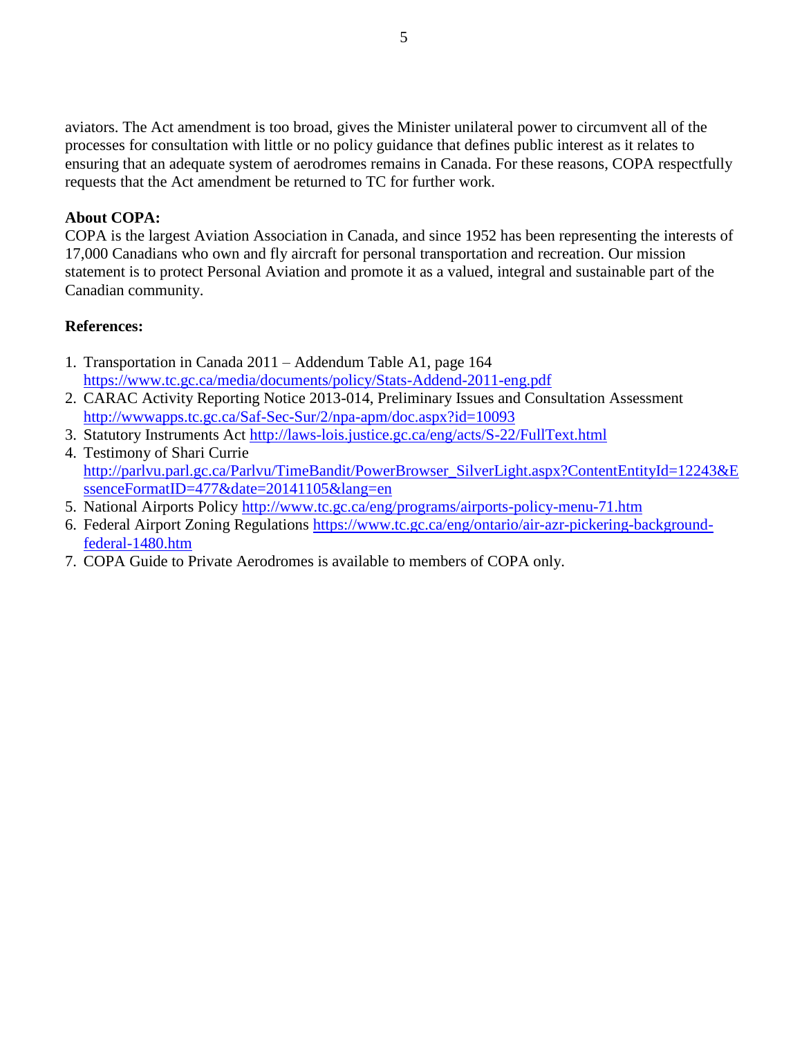aviators. The Act amendment is too broad, gives the Minister unilateral power to circumvent all of the processes for consultation with little or no policy guidance that defines public interest as it relates to ensuring that an adequate system of aerodromes remains in Canada. For these reasons, COPA respectfully requests that the Act amendment be returned to TC for further work.

**About COPA:**

COPA is the largest Aviation Association in Canada, and since 1952 has been representing the interests of 17,000 Canadians who own and fly aircraft for personal transportation and recreation. Our mission statement is to protect Personal Aviation and promote it as a valued, integral and sustainable part of the Canadian community.

**References:**

1. Transportation in Canada 2011 – Addendum Table A1, page 164 https://www.tc.gc.ca/media/documents/policy/Stats-Addend-2011-eng.pdf
2. CARAC Activity Reporting Notice 2013-014, Preliminary Issues and Consultation Assessment http://wwwapps.tc.gc.ca/Saf-Sec-Sur/2/npa-apm/doc.aspx?id=10093
3. Statutory Instruments Act http://laws-lois.justice.gc.ca/eng/acts/S-22/FullText.html
4. Testimony of Shari Currie http://parlvu.parl.gc.ca/Parlvu/TimeBandit/PowerBrowser_SilverLight.aspx?ContentEntityId=12243&EssenceFormatID=477&date=20141105&lang=en
5. National Airports Policy http://www.tc.gc.ca/eng/programs/airports-policy-menu-71.htm
6. Federal Airport Zoning Regulations https://www.tc.gc.ca/eng/ontario/air-azr-pickering-background-federal-1480.htm
7. COPA Guide to Private Aerodromes is available to members of COPA only.